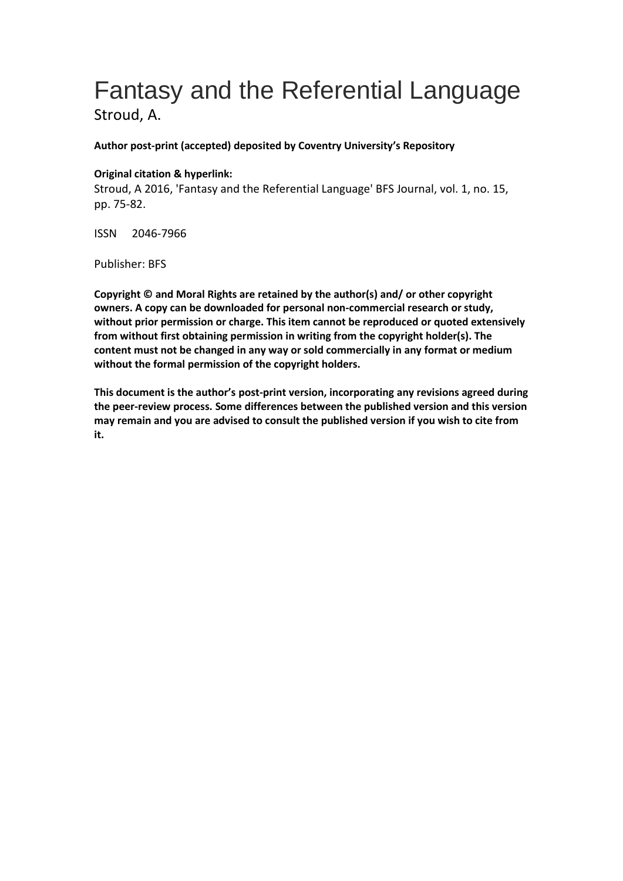# Fantasy and the Referential Language

Stroud, A.

**Author post-print (accepted) deposited by Coventry University's Repository**

**Original citation & hyperlink:**

Stroud, A 2016, 'Fantasy and the Referential Language' BFS Journal, vol. 1, no. 15, pp. 75-82.

ISSN 2046-7966

Publisher: BFS

**Copyright © and Moral Rights are retained by the author(s) and/ or other copyright owners. A copy can be downloaded for personal non-commercial research or study, without prior permission or charge. This item cannot be reproduced or quoted extensively from without first obtaining permission in writing from the copyright holder(s). The content must not be changed in any way or sold commercially in any format or medium without the formal permission of the copyright holders.**

**This document is the author's post-print version, incorporating any revisions agreed during the peer-review process. Some differences between the published version and this version may remain and you are advised to consult the published version if you wish to cite from it.**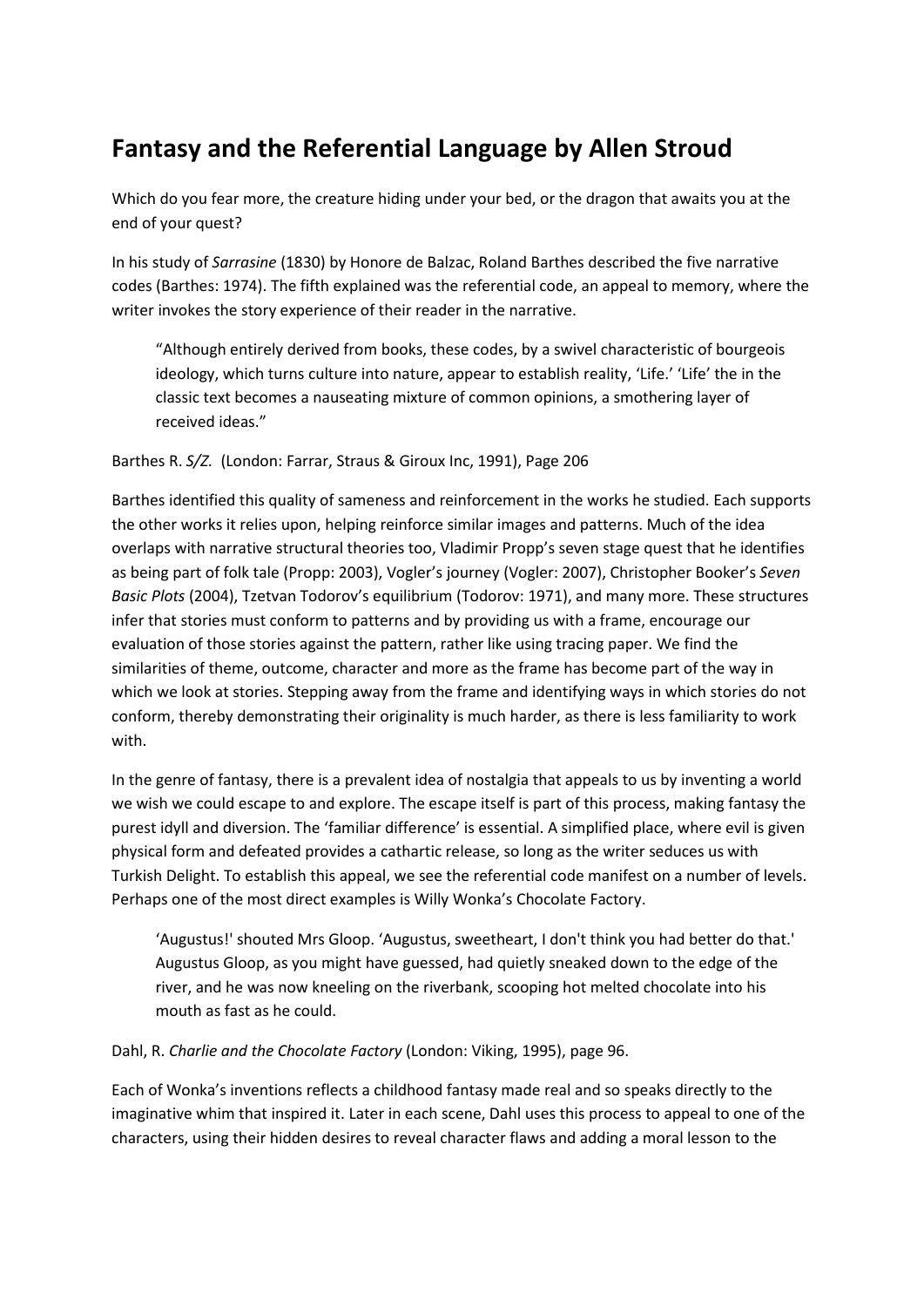# Fantasy and the Referential Language by Allen Stroud

Which do you fear more, the creature hiding under your bed, or the dragon that awaits you at the end of your quest?

In his study of *Sarrasine* (1830) by Honore de Balzac, Roland Barthes described the five narrative codes (Barthes: 1974). The fifth explained was the referential code, an appeal to memory, where the writer invokes the story experience of their reader in the narrative.

> "Although entirely derived from books, these codes, by a swivel characteristic of bourgeois ideology, which turns culture into nature, appear to establish reality, 'Life.' 'Life' the in the classic text becomes a nauseating mixture of common opinions, a smothering layer of received ideas."

Barthes R. *S/Z.* (London: Farrar, Straus & Giroux Inc, 1991), Page 206

Barthes identified this quality of sameness and reinforcement in the works he studied. Each supports the other works it relies upon, helping reinforce similar images and patterns. Much of the idea overlaps with narrative structural theories too, Vladimir Propp's seven stage quest that he identifies as being part of folk tale (Propp: 2003), Vogler's journey (Vogler: 2007), Christopher Booker's *Seven Basic Plots* (2004), Tzetvan Todorov's equilibrium (Todorov: 1971), and many more. These structures infer that stories must conform to patterns and by providing us with a frame, encourage our evaluation of those stories against the pattern, rather like using tracing paper. We find the similarities of theme, outcome, character and more as the frame has become part of the way in which we look at stories. Stepping away from the frame and identifying ways in which stories do not conform, thereby demonstrating their originality is much harder, as there is less familiarity to work with.

In the genre of fantasy, there is a prevalent idea of nostalgia that appeals to us by inventing a world we wish we could escape to and explore. The escape itself is part of this process, making fantasy the purest idyll and diversion. The 'familiar difference' is essential. A simplified place, where evil is given physical form and defeated provides a cathartic release, so long as the writer seduces us with Turkish Delight. To establish this appeal, we see the referential code manifest on a number of levels. Perhaps one of the most direct examples is Willy Wonka's Chocolate Factory.

> 'Augustus!' shouted Mrs Gloop. 'Augustus, sweetheart, I don't think you had better do that.' Augustus Gloop, as you might have guessed, had quietly sneaked down to the edge of the river, and he was now kneeling on the riverbank, scooping hot melted chocolate into his mouth as fast as he could.

Dahl, R. *Charlie and the Chocolate Factory* (London: Viking, 1995), page 96.

Each of Wonka's inventions reflects a childhood fantasy made real and so speaks directly to the imaginative whim that inspired it. Later in each scene, Dahl uses this process to appeal to one of the characters, using their hidden desires to reveal character flaws and adding a moral lesson to the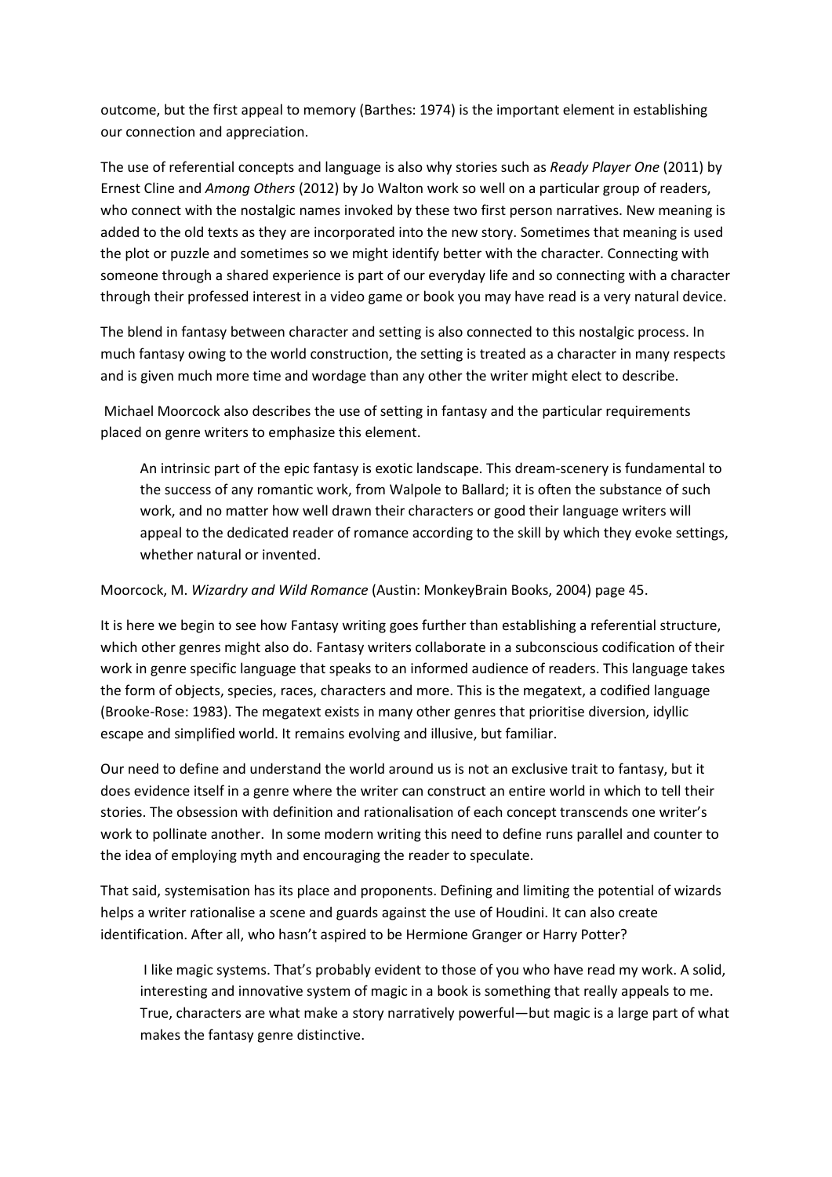outcome, but the first appeal to memory (Barthes: 1974) is the important element in establishing our connection and appreciation.

The use of referential concepts and language is also why stories such as *Ready Player One* (2011) by Ernest Cline and *Among Others* (2012) by Jo Walton work so well on a particular group of readers, who connect with the nostalgic names invoked by these two first person narratives. New meaning is added to the old texts as they are incorporated into the new story. Sometimes that meaning is used the plot or puzzle and sometimes so we might identify better with the character. Connecting with someone through a shared experience is part of our everyday life and so connecting with a character through their professed interest in a video game or book you may have read is a very natural device.

The blend in fantasy between character and setting is also connected to this nostalgic process. In much fantasy owing to the world construction, the setting is treated as a character in many respects and is given much more time and wordage than any other the writer might elect to describe.

Michael Moorcock also describes the use of setting in fantasy and the particular requirements placed on genre writers to emphasize this element.

> An intrinsic part of the epic fantasy is exotic landscape. This dream-scenery is fundamental to the success of any romantic work, from Walpole to Ballard; it is often the substance of such work, and no matter how well drawn their characters or good their language writers will appeal to the dedicated reader of romance according to the skill by which they evoke settings, whether natural or invented.

Moorcock, M. *Wizardry and Wild Romance* (Austin: MonkeyBrain Books, 2004) page 45.

It is here we begin to see how Fantasy writing goes further than establishing a referential structure, which other genres might also do. Fantasy writers collaborate in a subconscious codification of their work in genre specific language that speaks to an informed audience of readers. This language takes the form of objects, species, races, characters and more. This is the megatext, a codified language (Brooke-Rose: 1983). The megatext exists in many other genres that prioritise diversion, idyllic escape and simplified world. It remains evolving and illusive, but familiar.

Our need to define and understand the world around us is not an exclusive trait to fantasy, but it does evidence itself in a genre where the writer can construct an entire world in which to tell their stories. The obsession with definition and rationalisation of each concept transcends one writer's work to pollinate another. In some modern writing this need to define runs parallel and counter to the idea of employing myth and encouraging the reader to speculate.

That said, systemisation has its place and proponents. Defining and limiting the potential of wizards helps a writer rationalise a scene and guards against the use of Houdini. It can also create identification. After all, who hasn't aspired to be Hermione Granger or Harry Potter?

> I like magic systems. That's probably evident to those of you who have read my work. A solid, interesting and innovative system of magic in a book is something that really appeals to me. True, characters are what make a story narratively powerful—but magic is a large part of what makes the fantasy genre distinctive.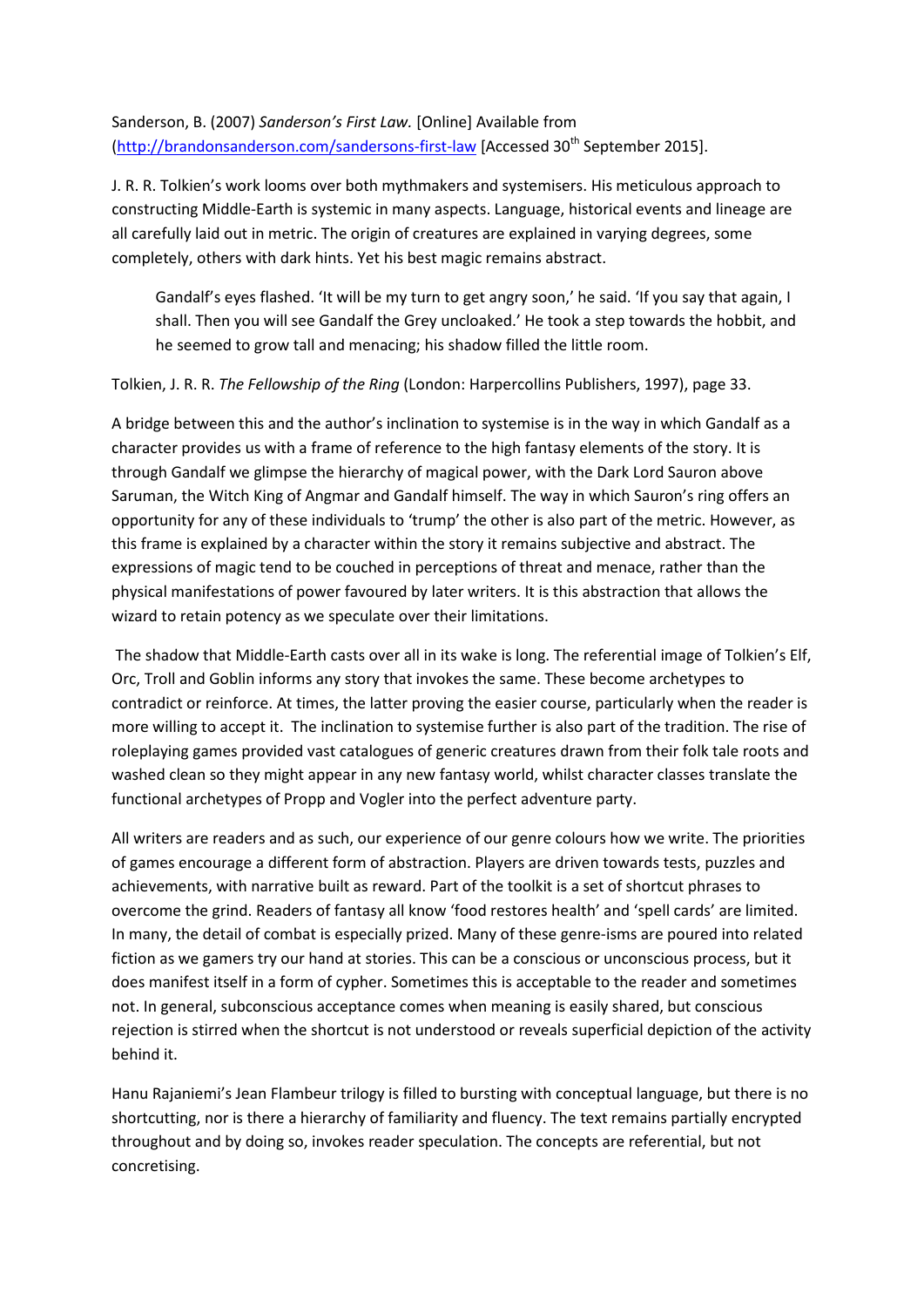Sanderson, B. (2007) *Sanderson's First Law.* [Online] Available from (http://brandonsanderson.com/sandersons-first-law [Accessed 30th September 2015].

J. R. R. Tolkien's work looms over both mythmakers and systemisers. His meticulous approach to constructing Middle-Earth is systemic in many aspects. Language, historical events and lineage are all carefully laid out in metric. The origin of creatures are explained in varying degrees, some completely, others with dark hints. Yet his best magic remains abstract.

> Gandalf's eyes flashed. 'It will be my turn to get angry soon,' he said. 'If you say that again, I shall. Then you will see Gandalf the Grey uncloaked.' He took a step towards the hobbit, and he seemed to grow tall and menacing; his shadow filled the little room.

Tolkien, J. R. R. *The Fellowship of the Ring* (London: Harpercollins Publishers, 1997), page 33.

A bridge between this and the author's inclination to systemise is in the way in which Gandalf as a character provides us with a frame of reference to the high fantasy elements of the story. It is through Gandalf we glimpse the hierarchy of magical power, with the Dark Lord Sauron above Saruman, the Witch King of Angmar and Gandalf himself. The way in which Sauron's ring offers an opportunity for any of these individuals to 'trump' the other is also part of the metric. However, as this frame is explained by a character within the story it remains subjective and abstract. The expressions of magic tend to be couched in perceptions of threat and menace, rather than the physical manifestations of power favoured by later writers. It is this abstraction that allows the wizard to retain potency as we speculate over their limitations.

The shadow that Middle-Earth casts over all in its wake is long. The referential image of Tolkien's Elf, Orc, Troll and Goblin informs any story that invokes the same. These become archetypes to contradict or reinforce. At times, the latter proving the easier course, particularly when the reader is more willing to accept it. The inclination to systemise further is also part of the tradition. The rise of roleplaying games provided vast catalogues of generic creatures drawn from their folk tale roots and washed clean so they might appear in any new fantasy world, whilst character classes translate the functional archetypes of Propp and Vogler into the perfect adventure party.

All writers are readers and as such, our experience of our genre colours how we write. The priorities of games encourage a different form of abstraction. Players are driven towards tests, puzzles and achievements, with narrative built as reward. Part of the toolkit is a set of shortcut phrases to overcome the grind. Readers of fantasy all know 'food restores health' and 'spell cards' are limited. In many, the detail of combat is especially prized. Many of these genre-isms are poured into related fiction as we gamers try our hand at stories. This can be a conscious or unconscious process, but it does manifest itself in a form of cypher. Sometimes this is acceptable to the reader and sometimes not. In general, subconscious acceptance comes when meaning is easily shared, but conscious rejection is stirred when the shortcut is not understood or reveals superficial depiction of the activity behind it.

Hanu Rajaniemi's Jean Flambeur trilogy is filled to bursting with conceptual language, but there is no shortcutting, nor is there a hierarchy of familiarity and fluency. The text remains partially encrypted throughout and by doing so, invokes reader speculation. The concepts are referential, but not concretising.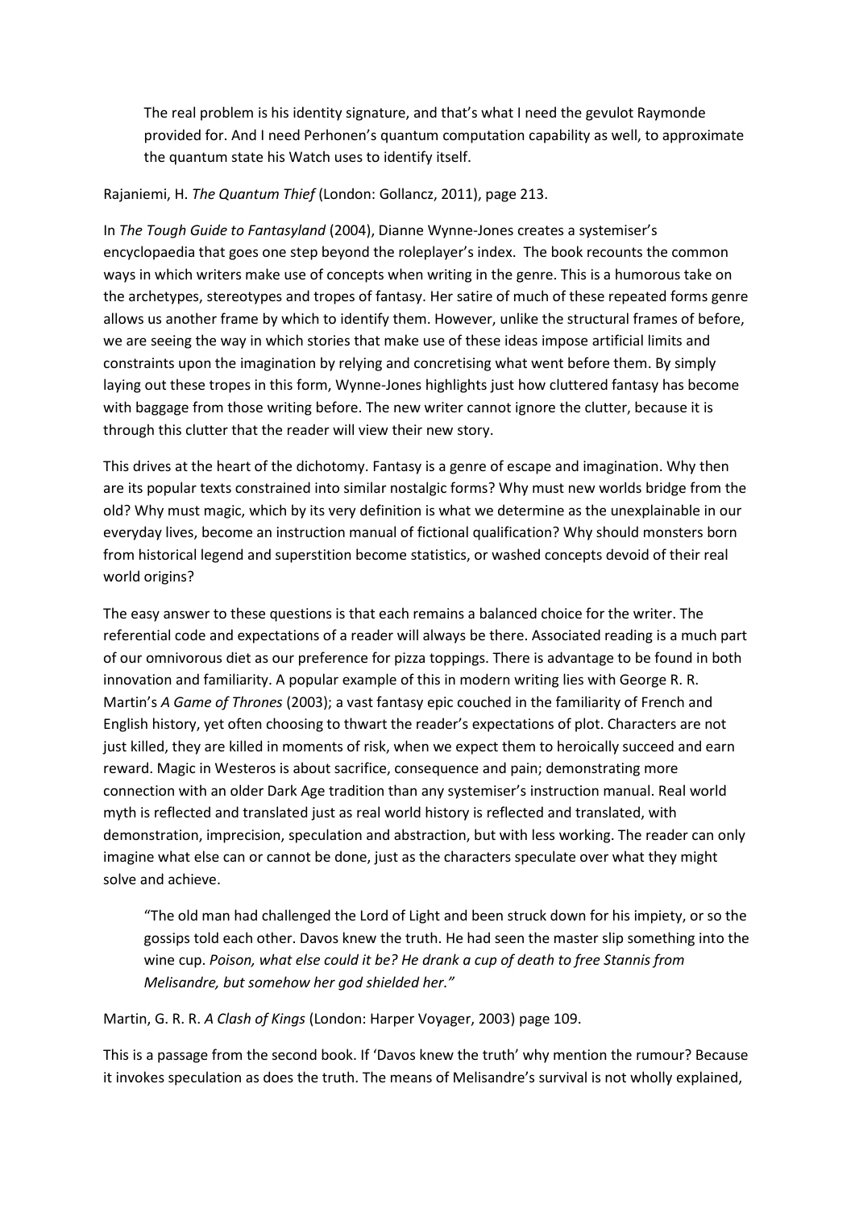> The real problem is his identity signature, and that's what I need the gevulot Raymonde provided for. And I need Perhonen's quantum computation capability as well, to approximate the quantum state his Watch uses to identify itself.

Rajaniemi, H. *The Quantum Thief* (London: Gollancz, 2011), page 213.

In *The Tough Guide to Fantasyland* (2004), Dianne Wynne-Jones creates a systemiser's encyclopaedia that goes one step beyond the roleplayer's index. The book recounts the common ways in which writers make use of concepts when writing in the genre. This is a humorous take on the archetypes, stereotypes and tropes of fantasy. Her satire of much of these repeated forms genre allows us another frame by which to identify them. However, unlike the structural frames of before, we are seeing the way in which stories that make use of these ideas impose artificial limits and constraints upon the imagination by relying and concretising what went before them. By simply laying out these tropes in this form, Wynne-Jones highlights just how cluttered fantasy has become with baggage from those writing before. The new writer cannot ignore the clutter, because it is through this clutter that the reader will view their new story.

This drives at the heart of the dichotomy. Fantasy is a genre of escape and imagination. Why then are its popular texts constrained into similar nostalgic forms? Why must new worlds bridge from the old? Why must magic, which by its very definition is what we determine as the unexplainable in our everyday lives, become an instruction manual of fictional qualification? Why should monsters born from historical legend and superstition become statistics, or washed concepts devoid of their real world origins?

The easy answer to these questions is that each remains a balanced choice for the writer. The referential code and expectations of a reader will always be there. Associated reading is a much part of our omnivorous diet as our preference for pizza toppings. There is advantage to be found in both innovation and familiarity. A popular example of this in modern writing lies with George R. R. Martin's *A Game of Thrones* (2003); a vast fantasy epic couched in the familiarity of French and English history, yet often choosing to thwart the reader's expectations of plot. Characters are not just killed, they are killed in moments of risk, when we expect them to heroically succeed and earn reward. Magic in Westeros is about sacrifice, consequence and pain; demonstrating more connection with an older Dark Age tradition than any systemiser's instruction manual. Real world myth is reflected and translated just as real world history is reflected and translated, with demonstration, imprecision, speculation and abstraction, but with less working. The reader can only imagine what else can or cannot be done, just as the characters speculate over what they might solve and achieve.

> "The old man had challenged the Lord of Light and been struck down for his impiety, or so the gossips told each other. Davos knew the truth. He had seen the master slip something into the wine cup. *Poison, what else could it be? He drank a cup of death to free Stannis from Melisandre, but somehow her god shielded her."*

Martin, G. R. R. *A Clash of Kings* (London: Harper Voyager, 2003) page 109.

This is a passage from the second book. If 'Davos knew the truth' why mention the rumour? Because it invokes speculation as does the truth. The means of Melisandre's survival is not wholly explained,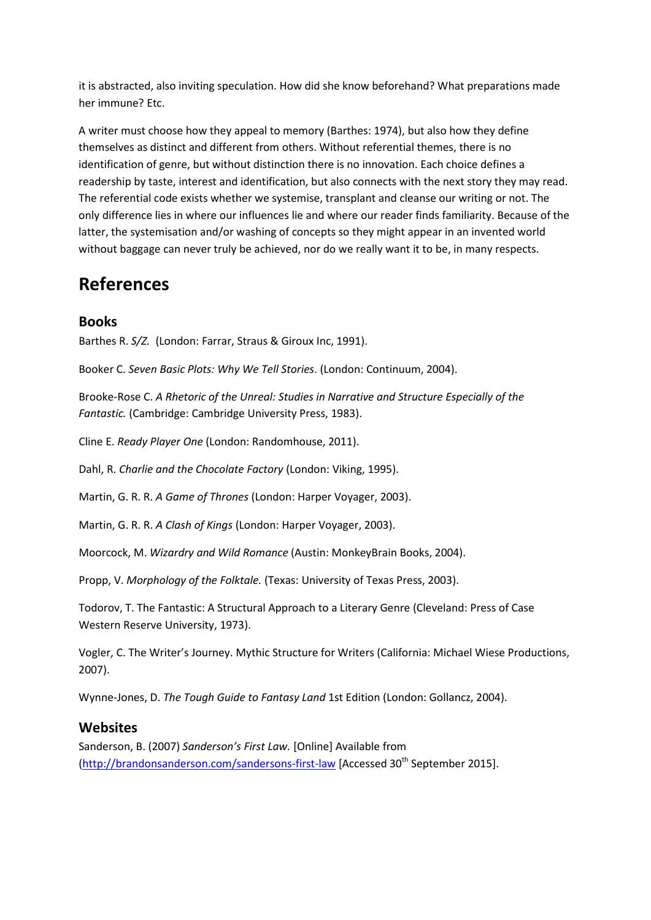it is abstracted, also inviting speculation. How did she know beforehand? What preparations made her immune? Etc.

A writer must choose how they appeal to memory (Barthes: 1974), but also how they define themselves as distinct and different from others. Without referential themes, there is no identification of genre, but without distinction there is no innovation. Each choice defines a readership by taste, interest and identification, but also connects with the next story they may read. The referential code exists whether we systemise, transplant and cleanse our writing or not. The only difference lies in where our influences lie and where our reader finds familiarity. Because of the latter, the systemisation and/or washing of concepts so they might appear in an invented world without baggage can never truly be achieved, nor do we really want it to be, in many respects.

# References

## Books

Barthes R. *S/Z.* (London: Farrar, Straus & Giroux Inc, 1991).

Booker C. *Seven Basic Plots: Why We Tell Stories*. (London: Continuum, 2004).

Brooke-Rose C. *A Rhetoric of the Unreal: Studies in Narrative and Structure Especially of the Fantastic.* (Cambridge: Cambridge University Press, 1983).

Cline E. *Ready Player One* (London: Randomhouse, 2011).

Dahl, R. *Charlie and the Chocolate Factory* (London: Viking, 1995).

Martin, G. R. R. *A Game of Thrones* (London: Harper Voyager, 2003).

Martin, G. R. R. *A Clash of Kings* (London: Harper Voyager, 2003).

Moorcock, M. *Wizardry and Wild Romance* (Austin: MonkeyBrain Books, 2004).

Propp, V. *Morphology of the Folktale.* (Texas: University of Texas Press, 2003).

Todorov, T. The Fantastic: A Structural Approach to a Literary Genre (Cleveland: Press of Case Western Reserve University, 1973).

Vogler, C. The Writer's Journey. Mythic Structure for Writers (California: Michael Wiese Productions, 2007).

Wynne-Jones, D. *The Tough Guide to Fantasy Land* 1st Edition (London: Gollancz, 2004).

## Websites

Sanderson, B. (2007) *Sanderson's First Law.* [Online] Available from (http://brandonsanderson.com/sandersons-first-law [Accessed 30th September 2015].